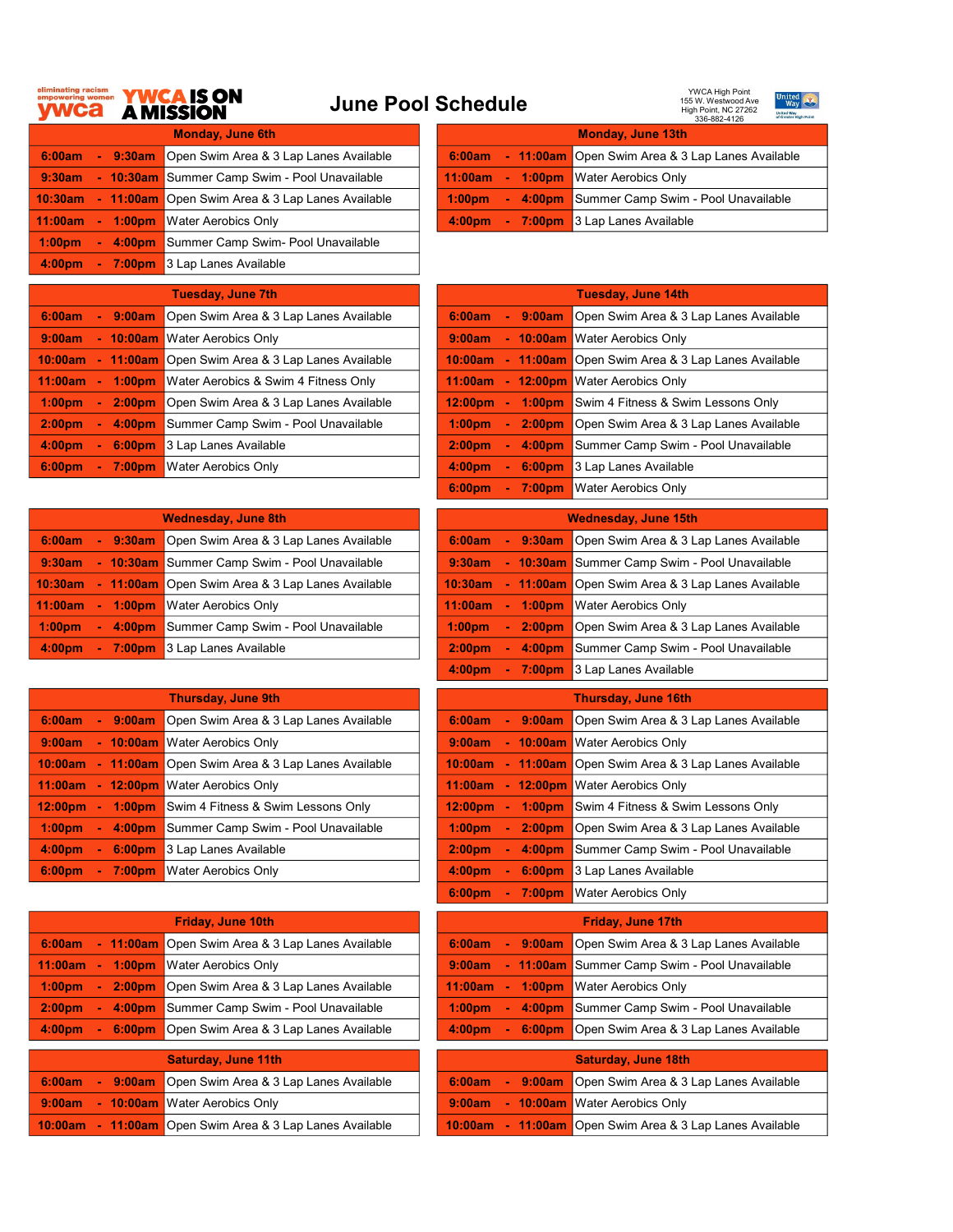eliminating racism empowering women **ywca** **YWCA IS ON A MISSION**

# June Pool Schedule

YWCA High Point
155 W. Westwood Ave
High Point, NC 27262
336-882-4126

United Way

| Monday, June 6th | | | |
|---|---|---|---|
| 6:00am | - | 9:30am | Open Swim Area & 3 Lap Lanes Available |
| 9:30am | - | 10:30am | Summer Camp Swim - Pool Unavailable |
| 10:30am | - | 11:00am | Open Swim Area & 3 Lap Lanes Available |
| 11:00am | - | 1:00pm | Water Aerobics Only |
| 1:00pm | - | 4:00pm | Summer Camp Swim- Pool Unavailable |
| 4:00pm | - | 7:00pm | 3 Lap Lanes Available |

| Tuesday, June 7th | | | |
|---|---|---|---|
| 6:00am | - | 9:00am | Open Swim Area & 3 Lap Lanes Available |
| 9:00am | - | 10:00am | Water Aerobics Only |
| 10:00am | - | 11:00am | Open Swim Area & 3 Lap Lanes Available |
| 11:00am | - | 1:00pm | Water Aerobics & Swim 4 Fitness Only |
| 1:00pm | - | 2:00pm | Open Swim Area & 3 Lap Lanes Available |
| 2:00pm | - | 4:00pm | Summer Camp Swim - Pool Unavailable |
| 4:00pm | - | 6:00pm | 3 Lap Lanes Available |
| 6:00pm | - | 7:00pm | Water Aerobics Only |

| Wednesday, June 8th | | | |
|---|---|---|---|
| 6:00am | - | 9:30am | Open Swim Area & 3 Lap Lanes Available |
| 9:30am | - | 10:30am | Summer Camp Swim - Pool Unavailable |
| 10:30am | - | 11:00am | Open Swim Area & 3 Lap Lanes Available |
| 11:00am | - | 1:00pm | Water Aerobics Only |
| 1:00pm | - | 4:00pm | Summer Camp Swim - Pool Unavailable |
| 4:00pm | - | 7:00pm | 3 Lap Lanes Available |

| Thursday, June 9th | | | |
|---|---|---|---|
| 6:00am | - | 9:00am | Open Swim Area & 3 Lap Lanes Available |
| 9:00am | - | 10:00am | Water Aerobics Only |
| 10:00am | - | 11:00am | Open Swim Area & 3 Lap Lanes Available |
| 11:00am | - | 12:00pm | Water Aerobics Only |
| 12:00pm | - | 1:00pm | Swim 4 Fitness & Swim Lessons Only |
| 1:00pm | - | 4:00pm | Summer Camp Swim - Pool Unavailable |
| 4:00pm | - | 6:00pm | 3 Lap Lanes Available |
| 6:00pm | - | 7:00pm | Water Aerobics Only |

| Friday, June 10th | | | |
|---|---|---|---|
| 6:00am | - | 11:00am | Open Swim Area & 3 Lap Lanes Available |
| 11:00am | - | 1:00pm | Water Aerobics Only |
| 1:00pm | - | 2:00pm | Open Swim Area & 3 Lap Lanes Available |
| 2:00pm | - | 4:00pm | Summer Camp Swim - Pool Unavailable |
| 4:00pm | - | 6:00pm | Open Swim Area & 3 Lap Lanes Available |

| Saturday, June 11th | | | |
|---|---|---|---|
| 6:00am | - | 9:00am | Open Swim Area & 3 Lap Lanes Available |
| 9:00am | - | 10:00am | Water Aerobics Only |
| 10:00am | - | 11:00am | Open Swim Area & 3 Lap Lanes Available |

| Monday, June 13th | | | |
|---|---|---|---|
| 6:00am | - | 11:00am | Open Swim Area & 3 Lap Lanes Available |
| 11:00am | - | 1:00pm | Water Aerobics Only |
| 1:00pm | - | 4:00pm | Summer Camp Swim - Pool Unavailable |
| 4:00pm | - | 7:00pm | 3 Lap Lanes Available |

| Tuesday, June 14th | | | |
|---|---|---|---|
| 6:00am | - | 9:00am | Open Swim Area & 3 Lap Lanes Available |
| 9:00am | - | 10:00am | Water Aerobics Only |
| 10:00am | - | 11:00am | Open Swim Area & 3 Lap Lanes Available |
| 11:00am | - | 12:00pm | Water Aerobics Only |
| 12:00pm | - | 1:00pm | Swim 4 Fitness & Swim Lessons Only |
| 1:00pm | - | 2:00pm | Open Swim Area & 3 Lap Lanes Available |
| 2:00pm | - | 4:00pm | Summer Camp Swim - Pool Unavailable |
| 4:00pm | - | 6:00pm | 3 Lap Lanes Available |
| 6:00pm | - | 7:00pm | Water Aerobics Only |

| Wednesday, June 15th | | | |
|---|---|---|---|
| 6:00am | - | 9:30am | Open Swim Area & 3 Lap Lanes Available |
| 9:30am | - | 10:30am | Summer Camp Swim - Pool Unavailable |
| 10:30am | - | 11:00am | Open Swim Area & 3 Lap Lanes Available |
| 11:00am | - | 1:00pm | Water Aerobics Only |
| 1:00pm | - | 2:00pm | Open Swim Area & 3 Lap Lanes Available |
| 2:00pm | - | 4:00pm | Summer Camp Swim - Pool Unavailable |
| 4:00pm | - | 7:00pm | 3 Lap Lanes Available |

| Thursday, June 16th | | | |
|---|---|---|---|
| 6:00am | - | 9:00am | Open Swim Area & 3 Lap Lanes Available |
| 9:00am | - | 10:00am | Water Aerobics Only |
| 10:00am | - | 11:00am | Open Swim Area & 3 Lap Lanes Available |
| 11:00am | - | 12:00pm | Water Aerobics Only |
| 12:00pm | - | 1:00pm | Swim 4 Fitness & Swim Lessons Only |
| 1:00pm | - | 2:00pm | Open Swim Area & 3 Lap Lanes Available |
| 2:00pm | - | 4:00pm | Summer Camp Swim - Pool Unavailable |
| 4:00pm | - | 6:00pm | 3 Lap Lanes Available |
| 6:00pm | - | 7:00pm | Water Aerobics Only |

| Friday, June 17th | | | |
|---|---|---|---|
| 6:00am | - | 9:00am | Open Swim Area & 3 Lap Lanes Available |
| 9:00am | - | 11:00am | Summer Camp Swim - Pool Unavailable |
| 11:00am | - | 1:00pm | Water Aerobics Only |
| 1:00pm | - | 4:00pm | Summer Camp Swim - Pool Unavailable |
| 4:00pm | - | 6:00pm | Open Swim Area & 3 Lap Lanes Available |

| Saturday, June 18th | | | |
|---|---|---|---|
| 6:00am | - | 9:00am | Open Swim Area & 3 Lap Lanes Available |
| 9:00am | - | 10:00am | Water Aerobics Only |
| 10:00am | - | 11:00am | Open Swim Area & 3 Lap Lanes Available |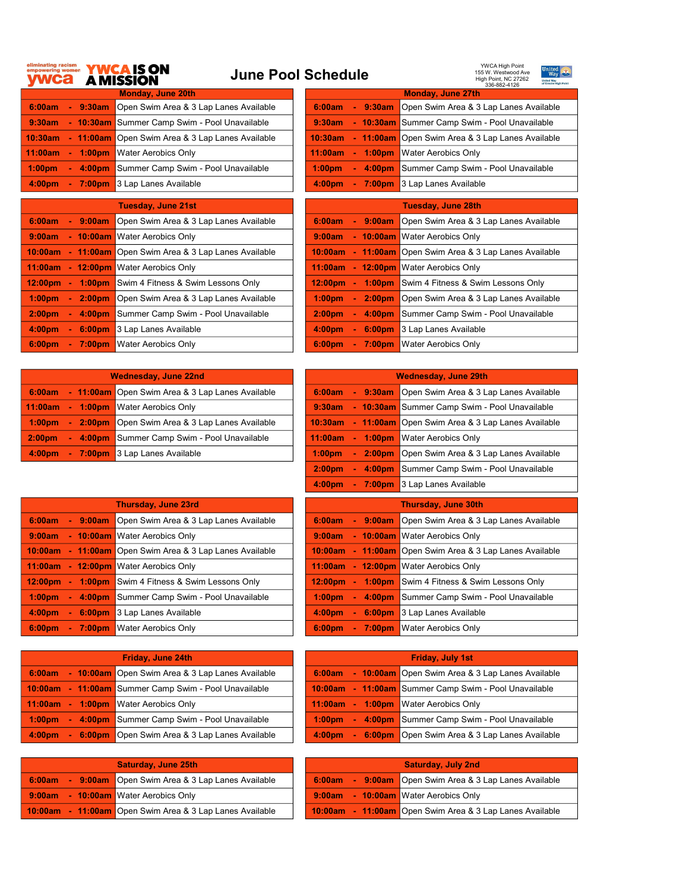eliminating racism empowering women **ywca** **YWCA IS ON A MISSION**

# June Pool Schedule

YWCA High Point
155 W. Westwood Ave
High Point, NC 27262
336-882-4126

## Monday, June 20th

| | | |
|---|---|---|
| 6:00am | - 9:30am | Open Swim Area & 3 Lap Lanes Available |
| 9:30am | - 10:30am | Summer Camp Swim - Pool Unavailable |
| 10:30am | - 11:00am | Open Swim Area & 3 Lap Lanes Available |
| 11:00am | - 1:00pm | Water Aerobics Only |
| 1:00pm | - 4:00pm | Summer Camp Swim - Pool Unavailable |
| 4:00pm | - 7:00pm | 3 Lap Lanes Available |

## Tuesday, June 21st

| | | |
|---|---|---|
| 6:00am | - 9:00am | Open Swim Area & 3 Lap Lanes Available |
| 9:00am | - 10:00am | Water Aerobics Only |
| 10:00am | - 11:00am | Open Swim Area & 3 Lap Lanes Available |
| 11:00am | - 12:00pm | Water Aerobics Only |
| 12:00pm | - 1:00pm | Swim 4 Fitness & Swim Lessons Only |
| 1:00pm | - 2:00pm | Open Swim Area & 3 Lap Lanes Available |
| 2:00pm | - 4:00pm | Summer Camp Swim - Pool Unavailable |
| 4:00pm | - 6:00pm | 3 Lap Lanes Available |
| 6:00pm | - 7:00pm | Water Aerobics Only |

## Wednesday, June 22nd

| | | |
|---|---|---|
| 6:00am | - 11:00am | Open Swim Area & 3 Lap Lanes Available |
| 11:00am | - 1:00pm | Water Aerobics Only |
| 1:00pm | - 2:00pm | Open Swim Area & 3 Lap Lanes Available |
| 2:00pm | - 4:00pm | Summer Camp Swim - Pool Unavailable |
| 4:00pm | - 7:00pm | 3 Lap Lanes Available |

## Thursday, June 23rd

| | | |
|---|---|---|
| 6:00am | - 9:00am | Open Swim Area & 3 Lap Lanes Available |
| 9:00am | - 10:00am | Water Aerobics Only |
| 10:00am | - 11:00am | Open Swim Area & 3 Lap Lanes Available |
| 11:00am | - 12:00pm | Water Aerobics Only |
| 12:00pm | - 1:00pm | Swim 4 Fitness & Swim Lessons Only |
| 1:00pm | - 4:00pm | Summer Camp Swim - Pool Unavailable |
| 4:00pm | - 6:00pm | 3 Lap Lanes Available |
| 6:00pm | - 7:00pm | Water Aerobics Only |

## Friday, June 24th

| | | |
|---|---|---|
| 6:00am | - 10:00am | Open Swim Area & 3 Lap Lanes Available |
| 10:00am | - 11:00am | Summer Camp Swim - Pool Unavailable |
| 11:00am | - 1:00pm | Water Aerobics Only |
| 1:00pm | - 4:00pm | Summer Camp Swim - Pool Unavailable |
| 4:00pm | - 6:00pm | Open Swim Area & 3 Lap Lanes Available |

## Saturday, June 25th

| | | |
|---|---|---|
| 6:00am | - 9:00am | Open Swim Area & 3 Lap Lanes Available |
| 9:00am | - 10:00am | Water Aerobics Only |
| 10:00am | - 11:00am | Open Swim Area & 3 Lap Lanes Available |

## Monday, June 27th

| | | |
|---|---|---|
| 6:00am | - 9:30am | Open Swim Area & 3 Lap Lanes Available |
| 9:30am | - 10:30am | Summer Camp Swim - Pool Unavailable |
| 10:30am | - 11:00am | Open Swim Area & 3 Lap Lanes Available |
| 11:00am | - 1:00pm | Water Aerobics Only |
| 1:00pm | - 4:00pm | Summer Camp Swim - Pool Unavailable |
| 4:00pm | - 7:00pm | 3 Lap Lanes Available |

## Tuesday, June 28th

| | | |
|---|---|---|
| 6:00am | - 9:00am | Open Swim Area & 3 Lap Lanes Available |
| 9:00am | - 10:00am | Water Aerobics Only |
| 10:00am | - 11:00am | Open Swim Area & 3 Lap Lanes Available |
| 11:00am | - 12:00pm | Water Aerobics Only |
| 12:00pm | - 1:00pm | Swim 4 Fitness & Swim Lessons Only |
| 1:00pm | - 2:00pm | Open Swim Area & 3 Lap Lanes Available |
| 2:00pm | - 4:00pm | Summer Camp Swim - Pool Unavailable |
| 4:00pm | - 6:00pm | 3 Lap Lanes Available |
| 6:00pm | - 7:00pm | Water Aerobics Only |

## Wednesday, June 29th

| | | |
|---|---|---|
| 6:00am | - 9:30am | Open Swim Area & 3 Lap Lanes Available |
| 9:30am | - 10:30am | Summer Camp Swim - Pool Unavailable |
| 10:30am | - 11:00am | Open Swim Area & 3 Lap Lanes Available |
| 11:00am | - 1:00pm | Water Aerobics Only |
| 1:00pm | - 2:00pm | Open Swim Area & 3 Lap Lanes Available |
| 2:00pm | - 4:00pm | Summer Camp Swim - Pool Unavailable |
| 4:00pm | - 7:00pm | 3 Lap Lanes Available |

## Thursday, June 30th

| | | |
|---|---|---|
| 6:00am | - 9:00am | Open Swim Area & 3 Lap Lanes Available |
| 9:00am | - 10:00am | Water Aerobics Only |
| 10:00am | - 11:00am | Open Swim Area & 3 Lap Lanes Available |
| 11:00am | - 12:00pm | Water Aerobics Only |
| 12:00pm | - 1:00pm | Swim 4 Fitness & Swim Lessons Only |
| 1:00pm | - 4:00pm | Summer Camp Swim - Pool Unavailable |
| 4:00pm | - 6:00pm | 3 Lap Lanes Available |
| 6:00pm | - 7:00pm | Water Aerobics Only |

## Friday, July 1st

| | | |
|---|---|---|
| 6:00am | - 10:00am | Open Swim Area & 3 Lap Lanes Available |
| 10:00am | - 11:00am | Summer Camp Swim - Pool Unavailable |
| 11:00am | - 1:00pm | Water Aerobics Only |
| 1:00pm | - 4:00pm | Summer Camp Swim - Pool Unavailable |
| 4:00pm | - 6:00pm | Open Swim Area & 3 Lap Lanes Available |

## Saturday, July 2nd

| | | |
|---|---|---|
| 6:00am | - 9:00am | Open Swim Area & 3 Lap Lanes Available |
| 9:00am | - 10:00am | Water Aerobics Only |
| 10:00am | - 11:00am | Open Swim Area & 3 Lap Lanes Available |